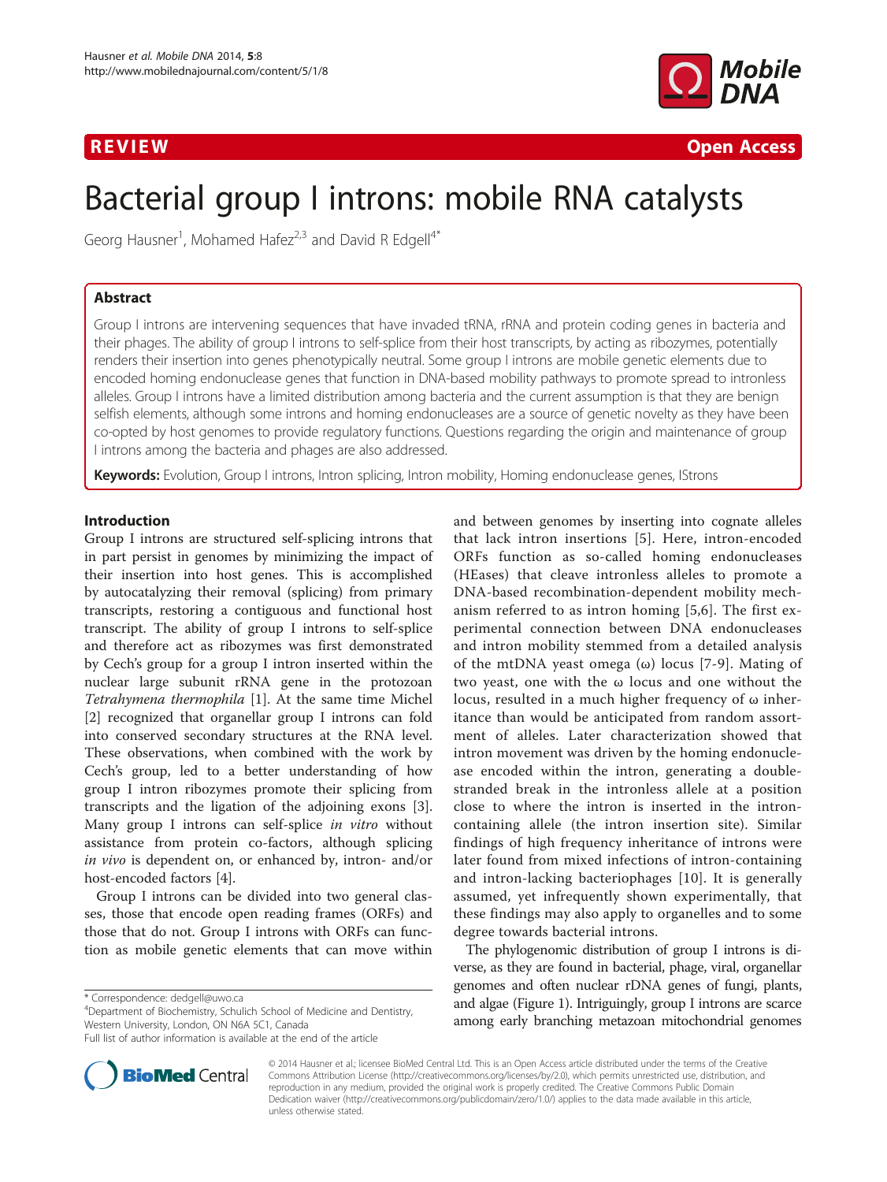REVIEW Open Access

# Bacterial group I introns: mobile RNA catalysts

Georg Hausner[1], Mohamed Hafez[2,3] and David R Edgell[4*]

## Abstract

Group I introns are intervening sequences that have invaded tRNA, rRNA and protein coding genes in bacteria and their phages. The ability of group I introns to self-splice from their host transcripts, by acting as ribozymes, potentially renders their insertion into genes phenotypically neutral. Some group I introns are mobile genetic elements due to encoded homing endonuclease genes that function in DNA-based mobility pathways to promote spread to intronless alleles. Group I introns have a limited distribution among bacteria and the current assumption is that they are benign selfish elements, although some introns and homing endonucleases are a source of genetic novelty as they have been co-opted by host genomes to provide regulatory functions. Questions regarding the origin and maintenance of group I introns among the bacteria and phages are also addressed.

**Keywords:** Evolution, Group I introns, Intron splicing, Intron mobility, Homing endonuclease genes, IStrons

## Introduction

Group I introns are structured self-splicing introns that in part persist in genomes by minimizing the impact of their insertion into host genes. This is accomplished by autocatalyzing their removal (splicing) from primary transcripts, restoring a contiguous and functional host transcript. The ability of group I introns to self-splice and therefore act as ribozymes was first demonstrated by Cech's group for a group I intron inserted within the nuclear large subunit rRNA gene in the protozoan *Tetrahymena thermophila* [1]. At the same time Michel [2] recognized that organellar group I introns can fold into conserved secondary structures at the RNA level. These observations, when combined with the work by Cech's group, led to a better understanding of how group I intron ribozymes promote their splicing from transcripts and the ligation of the adjoining exons [3]. Many group I introns can self-splice *in vitro* without assistance from protein co-factors, although splicing *in vivo* is dependent on, or enhanced by, intron- and/or host-encoded factors [4].

Group I introns can be divided into two general classes, those that encode open reading frames (ORFs) and those that do not. Group I introns with ORFs can function as mobile genetic elements that can move within and between genomes by inserting into cognate alleles that lack intron insertions [5]. Here, intron-encoded ORFs function as so-called homing endonucleases (HEases) that cleave intronless alleles to promote a DNA-based recombination-dependent mobility mechanism referred to as intron homing [5,6]. The first experimental connection between DNA endonucleases and intron mobility stemmed from a detailed analysis of the mtDNA yeast omega (ω) locus [7-9]. Mating of two yeast, one with the ω locus and one without the locus, resulted in a much higher frequency of ω inheritance than would be anticipated from random assortment of alleles. Later characterization showed that intron movement was driven by the homing endonuclease encoded within the intron, generating a double-stranded break in the intronless allele at a position close to where the intron is inserted in the intron-containing allele (the intron insertion site). Similar findings of high frequency inheritance of introns were later found from mixed infections of intron-containing and intron-lacking bacteriophages [10]. It is generally assumed, yet infrequently shown experimentally, that these findings may also apply to organelles and to some degree towards bacterial introns.

The phylogenomic distribution of group I introns is diverse, as they are found in bacterial, phage, viral, organellar genomes and often nuclear rDNA genes of fungi, plants, and algae (Figure 1). Intriguingly, group I introns are scarce among early branching metazoan mitochondrial genomes

\* Correspondence: dedgell@uwo.ca
[4]Department of Biochemistry, Schulich School of Medicine and Dentistry, Western University, London, ON N6A 5C1, Canada
Full list of author information is available at the end of the article

© 2014 Hausner et al.; licensee BioMed Central Ltd. This is an Open Access article distributed under the terms of the Creative Commons Attribution License (http://creativecommons.org/licenses/by/2.0), which permits unrestricted use, distribution, and reproduction in any medium, provided the original work is properly credited. The Creative Commons Public Domain Dedication waiver (http://creativecommons.org/publicdomain/zero/1.0/) applies to the data made available in this article, unless otherwise stated.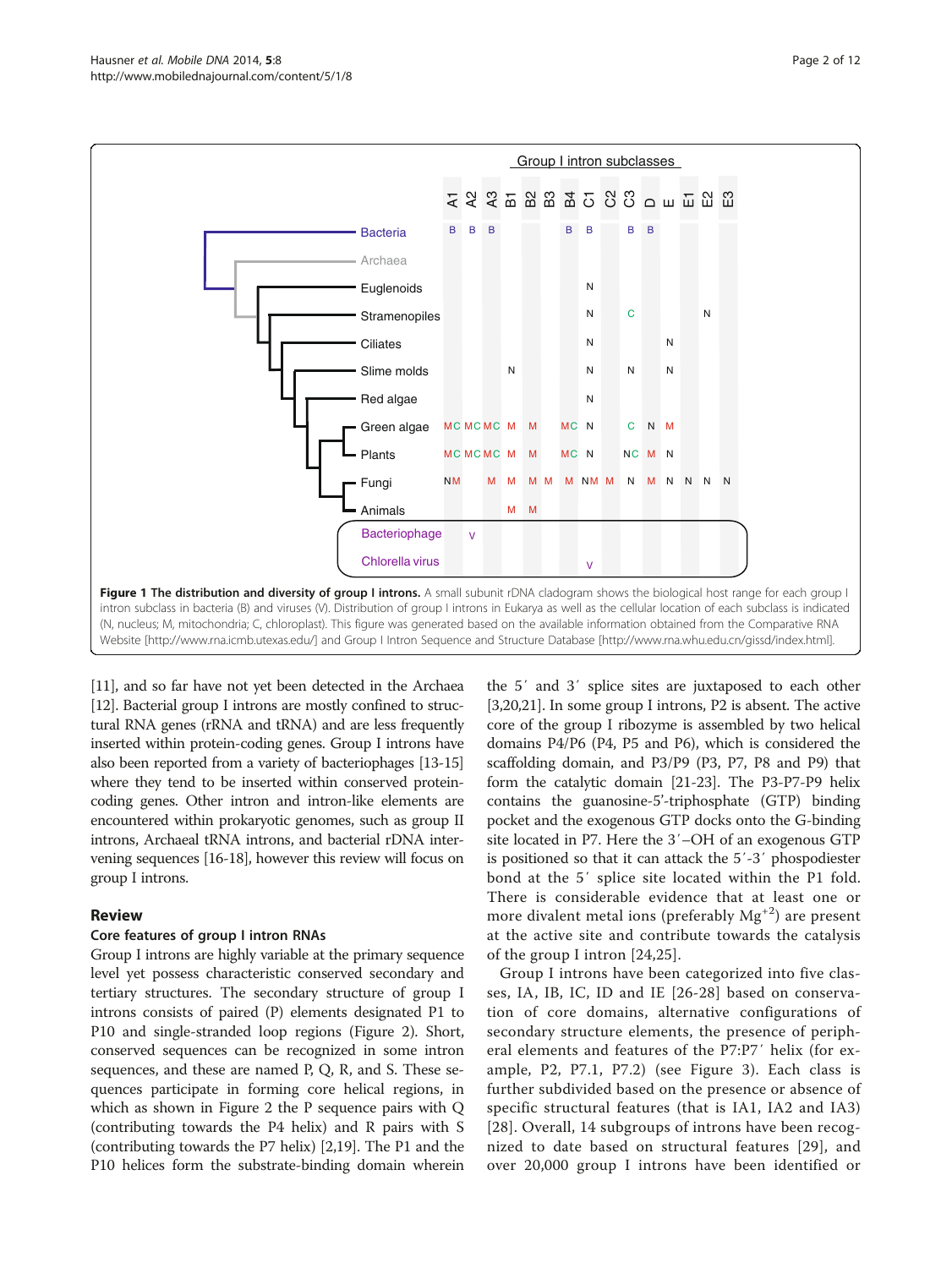**Figure 1 The distribution and diversity of group I introns.** A small subunit rDNA cladogram shows the biological host range for each group I intron subclass in bacteria (B) and viruses (V). Distribution of group I introns in Eukarya as well as the cellular location of each subclass is indicated (N, nucleus; M, mitochondria; C, chloroplast). This figure was generated based on the available information obtained from the Comparative RNA Website [http://www.rna.icmb.utexas.edu/] and Group I Intron Sequence and Structure Database [http://www.rna.whu.edu.cn/gissd/index.html].

[11], and so far have not yet been detected in the Archaea [12]. Bacterial group I introns are mostly confined to structural RNA genes (rRNA and tRNA) and are less frequently inserted within protein-coding genes. Group I introns have also been reported from a variety of bacteriophages [13-15] where they tend to be inserted within conserved protein-coding genes. Other intron and intron-like elements are encountered within prokaryotic genomes, such as group II introns, Archaeal tRNA introns, and bacterial rDNA intervening sequences [16-18], however this review will focus on group I introns.

## Review

### Core features of group I intron RNAs

Group I introns are highly variable at the primary sequence level yet possess characteristic conserved secondary and tertiary structures. The secondary structure of group I introns consists of paired (P) elements designated P1 to P10 and single-stranded loop regions (Figure 2). Short, conserved sequences can be recognized in some intron sequences, and these are named P, Q, R, and S. These sequences participate in forming core helical regions, in which as shown in Figure 2 the P sequence pairs with Q (contributing towards the P4 helix) and R pairs with S (contributing towards the P7 helix) [2,19]. The P1 and the P10 helices form the substrate-binding domain wherein the 5′ and 3′ splice sites are juxtaposed to each other [3,20,21]. In some group I introns, P2 is absent. The active core of the group I ribozyme is assembled by two helical domains P4/P6 (P4, P5 and P6), which is considered the scaffolding domain, and P3/P9 (P3, P7, P8 and P9) that form the catalytic domain [21-23]. The P3-P7-P9 helix contains the guanosine-5′-triphosphate (GTP) binding pocket and the exogenous GTP docks onto the G-binding site located in P7. Here the 3′–OH of an exogenous GTP is positioned so that it can attack the 5′-3′ phospodiester bond at the 5′ splice site located within the P1 fold. There is considerable evidence that at least one or more divalent metal ions (preferably $Mg^{+2}$) are present at the active site and contribute towards the catalysis of the group I intron [24,25].

Group I introns have been categorized into five classes, IA, IB, IC, ID and IE [26-28] based on conservation of core domains, alternative configurations of secondary structure elements, the presence of peripheral elements and features of the P7:P7′ helix (for example, P2, P7.1, P7.2) (see Figure 3). Each class is further subdivided based on the presence or absence of specific structural features (that is IA1, IA2 and IA3) [28]. Overall, 14 subgroups of introns have been recognized to date based on structural features [29], and over 20,000 group I introns have been identified or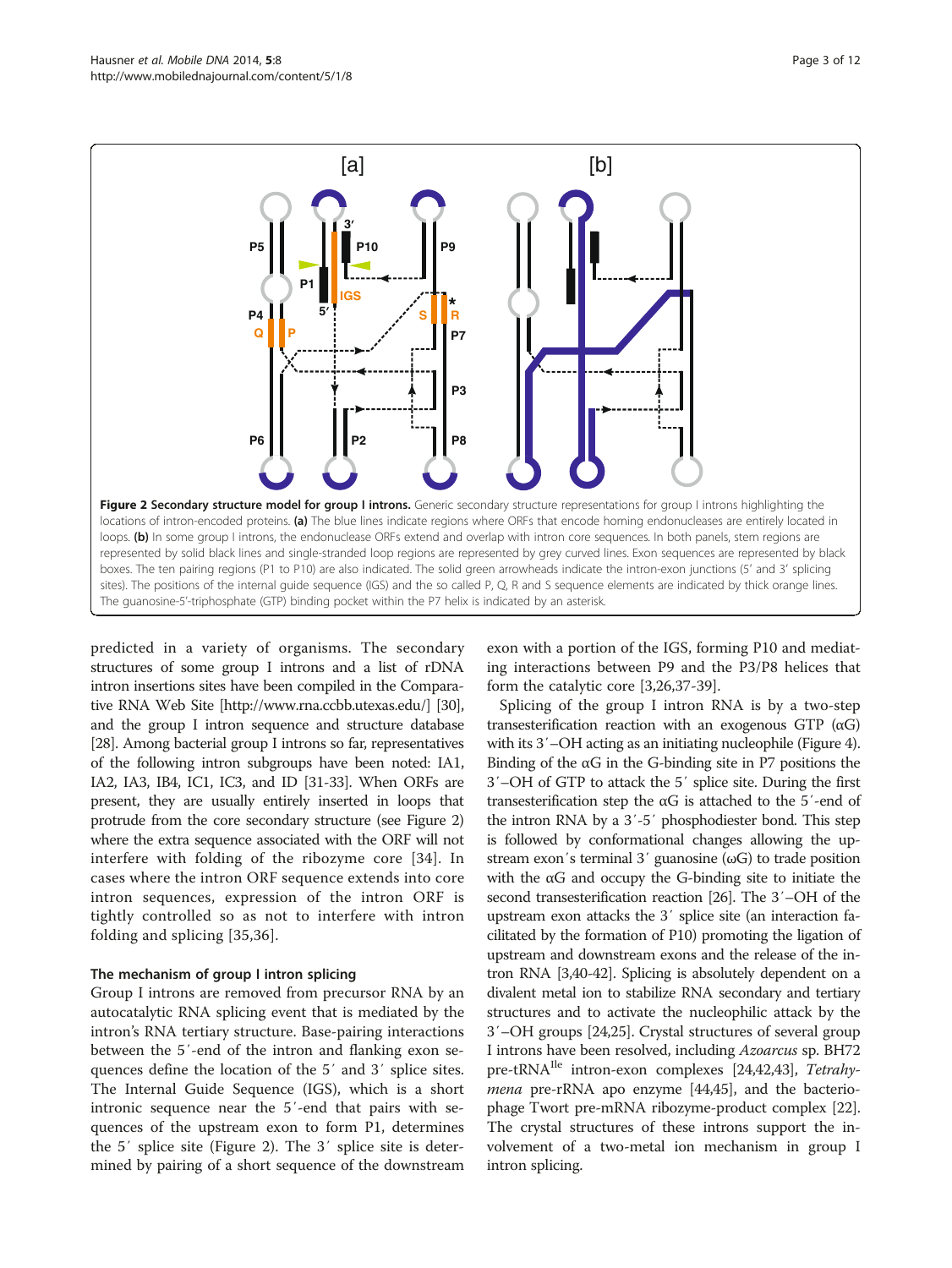**Figure 2 Secondary structure model for group I introns.** Generic secondary structure representations for group I introns highlighting the locations of intron-encoded proteins. **(a)** The blue lines indicate regions where ORFs that encode homing endonucleases are entirely located in loops. **(b)** In some group I introns, the endonuclease ORFs extend and overlap with intron core sequences. In both panels, stem regions are represented by solid black lines and single-stranded loop regions are represented by grey curved lines. Exon sequences are represented by black boxes. The ten pairing regions (P1 to P10) are also indicated. The solid green arrowheads indicate the intron-exon junctions (5′ and 3′ splicing sites). The positions of the internal guide sequence (IGS) and the so called P, Q, R and S sequence elements are indicated by thick orange lines. The guanosine-5′-triphosphate (GTP) binding pocket within the P7 helix is indicated by an asterisk.

predicted in a variety of organisms. The secondary structures of some group I introns and a list of rDNA intron insertions sites have been compiled in the Comparative RNA Web Site [http://www.rna.ccbb.utexas.edu/] [30], and the group I intron sequence and structure database [28]. Among bacterial group I introns so far, representatives of the following intron subgroups have been noted: IA1, IA2, IA3, IB4, IC1, IC3, and ID [31-33]. When ORFs are present, they are usually entirely inserted in loops that protrude from the core secondary structure (see Figure 2) where the extra sequence associated with the ORF will not interfere with folding of the ribozyme core [34]. In cases where the intron ORF sequence extends into core intron sequences, expression of the intron ORF is tightly controlled so as not to interfere with intron folding and splicing [35,36].

### The mechanism of group I intron splicing

Group I introns are removed from precursor RNA by an autocatalytic RNA splicing event that is mediated by the intron's RNA tertiary structure. Base-pairing interactions between the 5′-end of the intron and flanking exon sequences define the location of the 5′ and 3′ splice sites. The Internal Guide Sequence (IGS), which is a short intronic sequence near the 5′-end that pairs with sequences of the upstream exon to form P1, determines the 5′ splice site (Figure 2). The 3′ splice site is determined by pairing of a short sequence of the downstream exon with a portion of the IGS, forming P10 and mediating interactions between P9 and the P3/P8 helices that form the catalytic core [3,26,37-39].

Splicing of the group I intron RNA is by a two-step transesterification reaction with an exogenous GTP (αG) with its 3′–OH acting as an initiating nucleophile (Figure 4). Binding of the αG in the G-binding site in P7 positions the 3′–OH of GTP to attack the 5′ splice site. During the first transesterification step the αG is attached to the 5′-end of the intron RNA by a 3′-5′ phosphodiester bond. This step is followed by conformational changes allowing the upstream exon′s terminal 3′ guanosine (ωG) to trade position with the αG and occupy the G-binding site to initiate the second transesterification reaction [26]. The 3′–OH of the upstream exon attacks the 3′ splice site (an interaction facilitated by the formation of P10) promoting the ligation of upstream and downstream exons and the release of the intron RNA [3,40-42]. Splicing is absolutely dependent on a divalent metal ion to stabilize RNA secondary and tertiary structures and to activate the nucleophilic attack by the 3′–OH groups [24,25]. Crystal structures of several group I introns have been resolved, including *Azoarcus* sp. BH72 pre-tRNA$^{Ile}$ intron-exon complexes [24,42,43], *Tetrahymena* pre-rRNA apo enzyme [44,45], and the bacteriophage Twort pre-mRNA ribozyme-product complex [22]. The crystal structures of these introns support the involvement of a two-metal ion mechanism in group I intron splicing.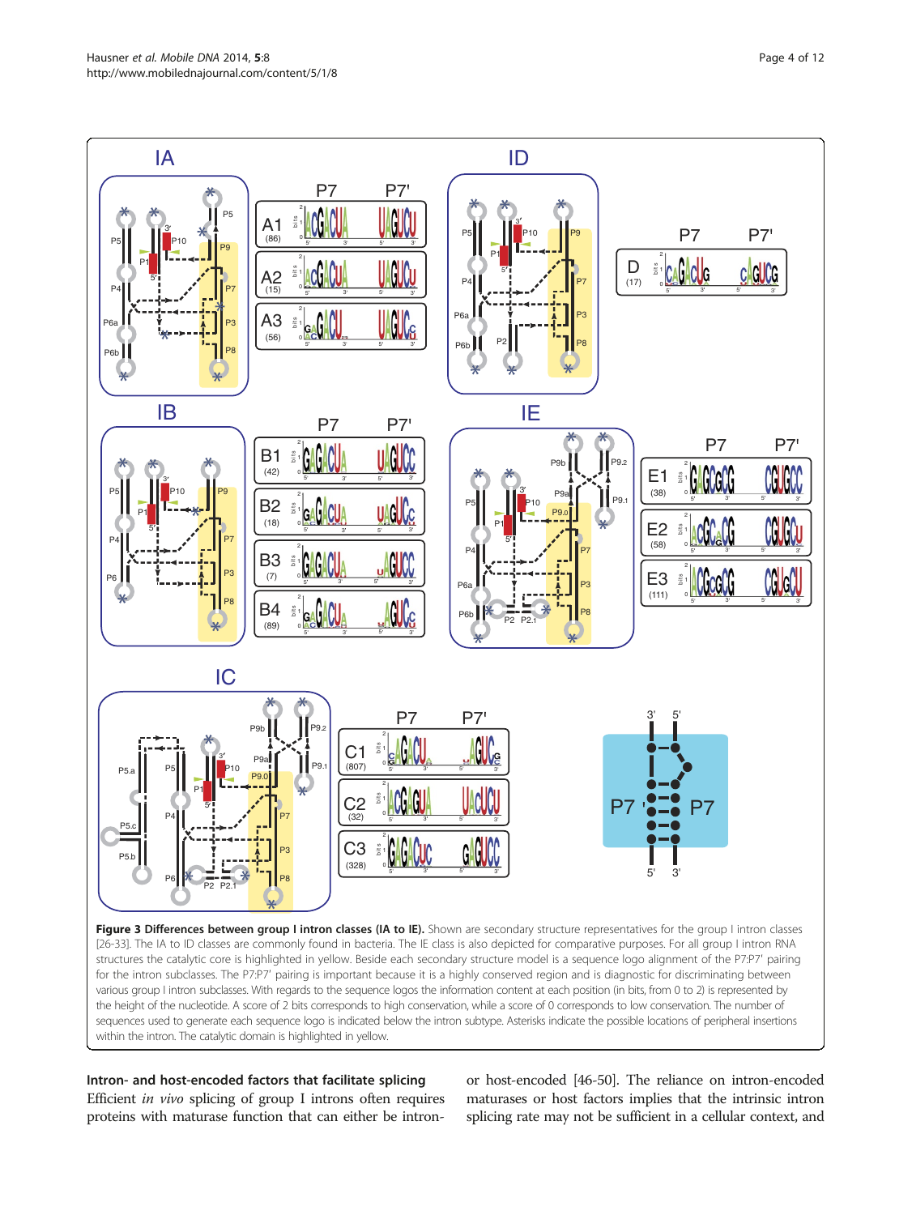**Figure 3 Differences between group I intron classes (IA to IE).** Shown are secondary structure representatives for the group I intron classes [26-33]. The IA to ID classes are commonly found in bacteria. The IE class is also depicted for comparative purposes. For all group I intron RNA structures the catalytic core is highlighted in yellow. Beside each secondary structure model is a sequence logo alignment of the P7:P7' pairing for the intron subclasses. The P7:P7' pairing is important because it is a highly conserved region and is diagnostic for discriminating between various group I intron subclasses. With regards to the sequence logos the information content at each position (in bits, from 0 to 2) is represented by the height of the nucleotide. A score of 2 bits corresponds to high conservation, while a score of 0 corresponds to low conservation. The number of sequences used to generate each sequence logo is indicated below the intron subtype. Asterisks indicate the possible locations of peripheral insertions within the intron. The catalytic domain is highlighted in yellow.

### Intron- and host-encoded factors that facilitate splicing

Efficient *in vivo* splicing of group I introns often requires proteins with maturase function that can either be intron- or host-encoded [46-50]. The reliance on intron-encoded maturases or host factors implies that the intrinsic intron splicing rate may not be sufficient in a cellular context, and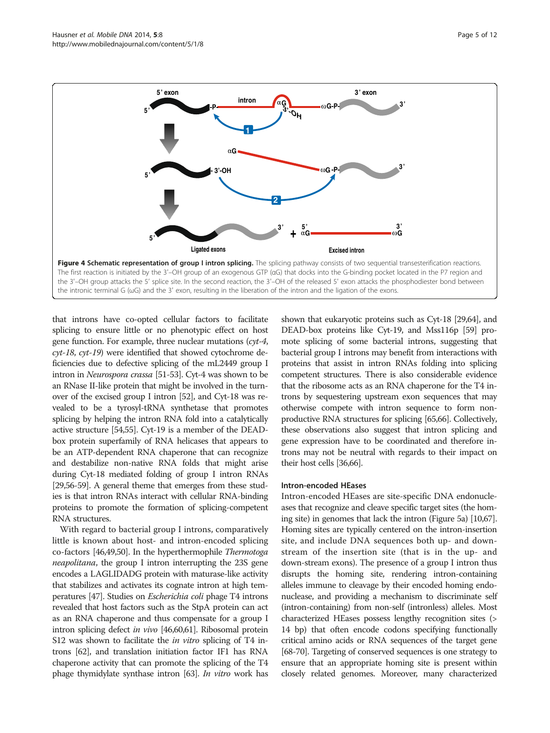**Figure 4 Schematic representation of group I intron splicing.** The splicing pathway consists of two sequential transesterification reactions. The first reaction is initiated by the 3′–OH group of an exogenous GTP (αG) that docks into the G-binding pocket located in the P7 region and the 3′–OH group attacks the 5′ splice site. In the second reaction, the 3′–OH of the released 5′ exon attacks the phosphodiester bond between the intronic terminal G (ωG) and the 3′ exon, resulting in the liberation of the intron and the ligation of the exons.

that introns have co-opted cellular factors to facilitate splicing to ensure little or no phenotypic effect on host gene function. For example, three nuclear mutations (*cyt-4*, *cyt-18*, *cyt-19*) were identified that showed cytochrome deficiencies due to defective splicing of the mL2449 group I intron in *Neurospora crassa* [51-53]. Cyt-4 was shown to be an RNase II-like protein that might be involved in the turnover of the excised group I intron [52], and Cyt-18 was revealed to be a tyrosyl-tRNA synthetase that promotes splicing by helping the intron RNA fold into a catalytically active structure [54,55]. Cyt-19 is a member of the DEAD-box protein superfamily of RNA helicases that appears to be an ATP-dependent RNA chaperone that can recognize and destabilize non-native RNA folds that might arise during Cyt-18 mediated folding of group I intron RNAs [29,56-59]. A general theme that emerges from these studies is that intron RNAs interact with cellular RNA-binding proteins to promote the formation of splicing-competent RNA structures.

With regard to bacterial group I introns, comparatively little is known about host- and intron-encoded splicing co-factors [46,49,50]. In the hyperthermophile *Thermotoga neapolitana*, the group I intron interrupting the 23S gene encodes a LAGLIDADG protein with maturase-like activity that stabilizes and activates its cognate intron at high temperatures [47]. Studies on *Escherichia coli* phage T4 introns revealed that host factors such as the StpA protein can act as an RNA chaperone and thus compensate for a group I intron splicing defect *in vivo* [46,60,61]. Ribosomal protein S12 was shown to facilitate the *in vitro* splicing of T4 introns [62], and translation initiation factor IF1 has RNA chaperone activity that can promote the splicing of the T4 phage thymidylate synthase intron [63]. *In vitro* work has shown that eukaryotic proteins such as Cyt-18 [29,64], and DEAD-box proteins like Cyt-19, and Mss116p [59] promote splicing of some bacterial introns, suggesting that bacterial group I introns may benefit from interactions with proteins that assist in intron RNAs folding into splicing competent structures. There is also considerable evidence that the ribosome acts as an RNA chaperone for the T4 introns by sequestering upstream exon sequences that may otherwise compete with intron sequence to form non-productive RNA structures for splicing [65,66]. Collectively, these observations also suggest that intron splicing and gene expression have to be coordinated and therefore introns may not be neutral with regards to their impact on their host cells [36,66].

### Intron-encoded HEases

Intron-encoded HEases are site-specific DNA endonucleases that recognize and cleave specific target sites (the homing site) in genomes that lack the intron (Figure 5a) [10,67]. Homing sites are typically centered on the intron-insertion site, and include DNA sequences both up- and downstream of the insertion site (that is in the up- and down-stream exons). The presence of a group I intron thus disrupts the homing site, rendering intron-containing alleles immune to cleavage by their encoded homing endonuclease, and providing a mechanism to discriminate self (intron-containing) from non-self (intronless) alleles. Most characterized HEases possess lengthy recognition sites (> 14 bp) that often encode codons specifying functionally critical amino acids or RNA sequences of the target gene [68-70]. Targeting of conserved sequences is one strategy to ensure that an appropriate homing site is present within closely related genomes. Moreover, many characterized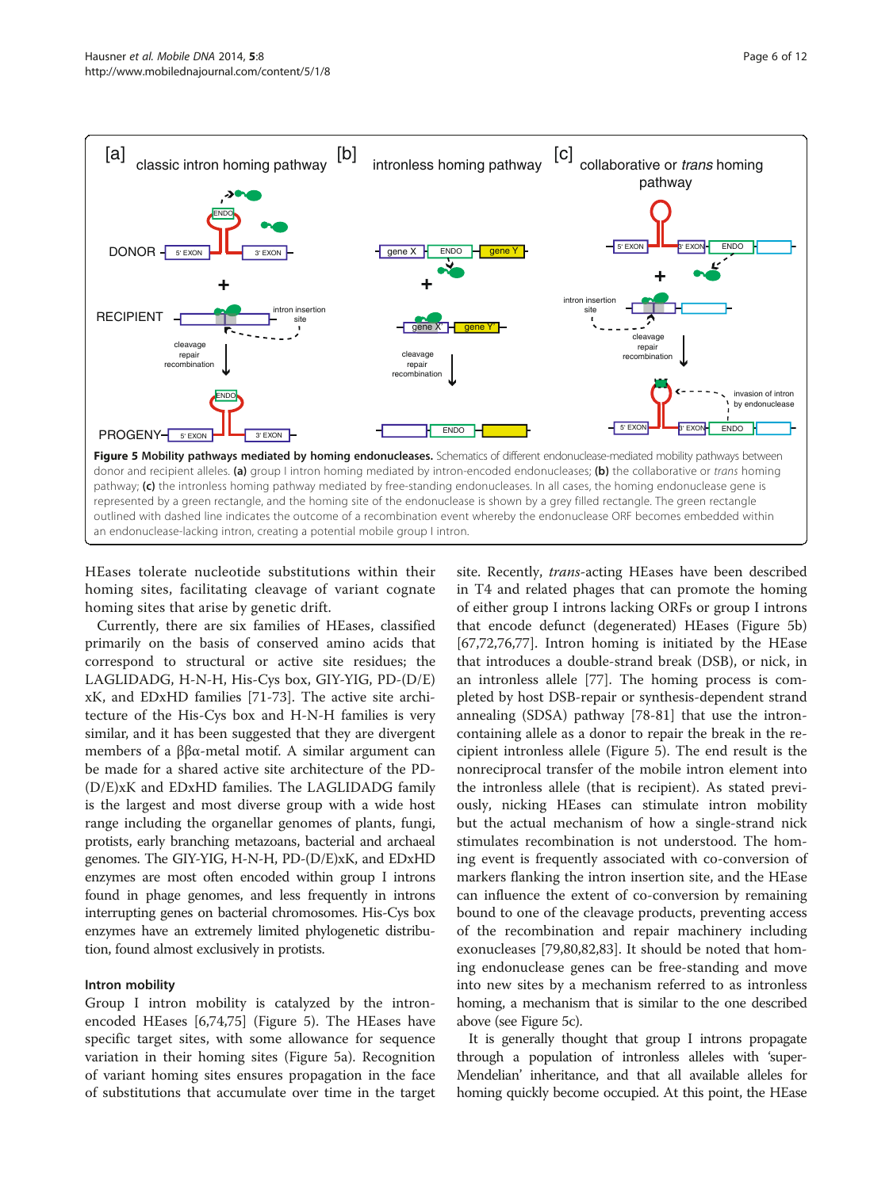[a] classic intron homing pathway

ENDO

DONOR 5' EXON 3' EXON

+

RECIPIENT

intron insertion site

cleavage repair recombination

ENDO

PROGENY 5' EXON 3' EXON

[b] intronless homing pathway

gene X ENDO gene Y

+

gene X' gene Y'

cleavage repair recombination

ENDO

[c] collaborative or *trans* homing pathway

5' EXON 3' EXON ENDO

+

intron insertion site

cleavage repair recombination

invasion of intron by endonuclease

5' EXON 3' EXON ENDO

**Figure 5 Mobility pathways mediated by homing endonucleases.** Schematics of different endonuclease-mediated mobility pathways between donor and recipient alleles. **(a)** group I intron homing mediated by intron-encoded endonucleases; **(b)** the collaborative or *trans* homing pathway; **(c)** the intronless homing pathway mediated by free-standing endonucleases. In all cases, the homing endonuclease gene is represented by a green rectangle, and the homing site of the endonuclease is shown by a grey filled rectangle. The green rectangle outlined with dashed line indicates the outcome of a recombination event whereby the endonuclease ORF becomes embedded within an endonuclease-lacking intron, creating a potential mobile group I intron.

HEases tolerate nucleotide substitutions within their homing sites, facilitating cleavage of variant cognate homing sites that arise by genetic drift.

Currently, there are six families of HEases, classified primarily on the basis of conserved amino acids that correspond to structural or active site residues; the LAGLIDADG, H-N-H, His-Cys box, GIY-YIG, PD-(D/E)xK, and EDxHD families [71-73]. The active site architecture of the His-Cys box and H-N-H families is very similar, and it has been suggested that they are divergent members of a ββα-metal motif. A similar argument can be made for a shared active site architecture of the PD-(D/E)xK and EDxHD families. The LAGLIDADG family is the largest and most diverse group with a wide host range including the organellar genomes of plants, fungi, protists, early branching metazoans, bacterial and archaeal genomes. The GIY-YIG, H-N-H, PD-(D/E)xK, and EDxHD enzymes are most often encoded within group I introns found in phage genomes, and less frequently in introns interrupting genes on bacterial chromosomes. His-Cys box enzymes have an extremely limited phylogenetic distribution, found almost exclusively in protists.

### Intron mobility

Group I intron mobility is catalyzed by the intron-encoded HEases [6,74,75] (Figure 5). The HEases have specific target sites, with some allowance for sequence variation in their homing sites (Figure 5a). Recognition of variant homing sites ensures propagation in the face of substitutions that accumulate over time in the target site. Recently, *trans*-acting HEases have been described in T4 and related phages that can promote the homing of either group I introns lacking ORFs or group I introns that encode defunct (degenerated) HEases (Figure 5b) [67,72,76,77]. Intron homing is initiated by the HEase that introduces a double-strand break (DSB), or nick, in an intronless allele [77]. The homing process is completed by host DSB-repair or synthesis-dependent strand annealing (SDSA) pathway [78-81] that use the intron-containing allele as a donor to repair the break in the recipient intronless allele (Figure 5). The end result is the nonreciprocal transfer of the mobile intron element into the intronless allele (that is recipient). As stated previously, nicking HEases can stimulate intron mobility but the actual mechanism of how a single-strand nick stimulates recombination is not understood. The homing event is frequently associated with co-conversion of markers flanking the intron insertion site, and the HEase can influence the extent of co-conversion by remaining bound to one of the cleavage products, preventing access of the recombination and repair machinery including exonucleases [79,80,82,83]. It should be noted that homing endonuclease genes can be free-standing and move into new sites by a mechanism referred to as intronless homing, a mechanism that is similar to the one described above (see Figure 5c).

It is generally thought that group I introns propagate through a population of intronless alleles with 'super-Mendelian' inheritance, and that all available alleles for homing quickly become occupied. At this point, the HEase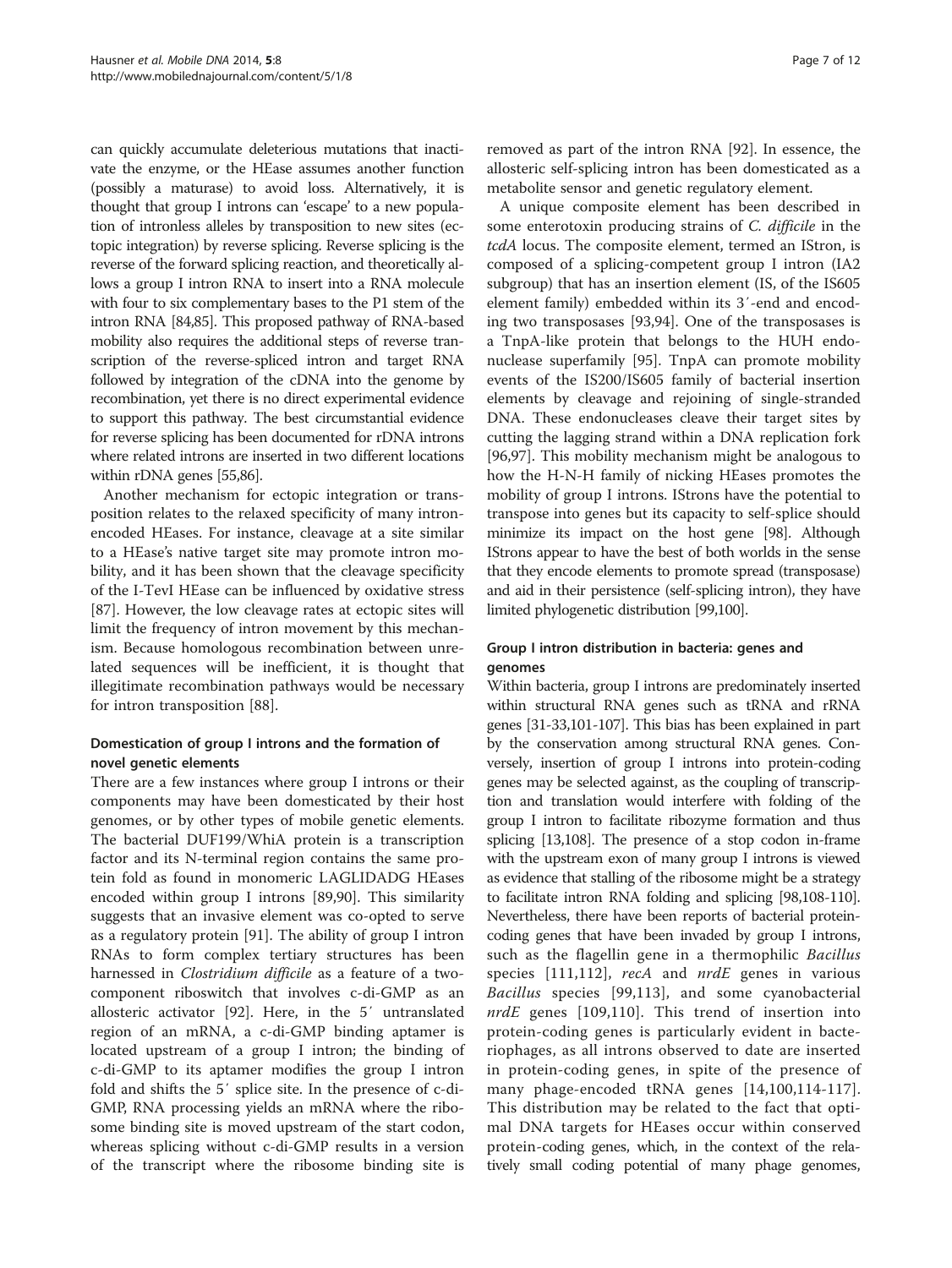can quickly accumulate deleterious mutations that inactivate the enzyme, or the HEase assumes another function (possibly a maturase) to avoid loss. Alternatively, it is thought that group I introns can 'escape' to a new population of intronless alleles by transposition to new sites (ectopic integration) by reverse splicing. Reverse splicing is the reverse of the forward splicing reaction, and theoretically allows a group I intron RNA to insert into a RNA molecule with four to six complementary bases to the P1 stem of the intron RNA [84,85]. This proposed pathway of RNA-based mobility also requires the additional steps of reverse transcription of the reverse-spliced intron and target RNA followed by integration of the cDNA into the genome by recombination, yet there is no direct experimental evidence to support this pathway. The best circumstantial evidence for reverse splicing has been documented for rDNA introns where related introns are inserted in two different locations within rDNA genes [55,86].

Another mechanism for ectopic integration or transposition relates to the relaxed specificity of many intron-encoded HEases. For instance, cleavage at a site similar to a HEase's native target site may promote intron mobility, and it has been shown that the cleavage specificity of the I-TevI HEase can be influenced by oxidative stress [87]. However, the low cleavage rates at ectopic sites will limit the frequency of intron movement by this mechanism. Because homologous recombination between unrelated sequences will be inefficient, it is thought that illegitimate recombination pathways would be necessary for intron transposition [88].

### Domestication of group I introns and the formation of novel genetic elements

There are a few instances where group I introns or their components may have been domesticated by their host genomes, or by other types of mobile genetic elements. The bacterial DUF199/WhiA protein is a transcription factor and its N-terminal region contains the same protein fold as found in monomeric LAGLIDADG HEases encoded within group I introns [89,90]. This similarity suggests that an invasive element was co-opted to serve as a regulatory protein [91]. The ability of group I intron RNAs to form complex tertiary structures has been harnessed in *Clostridium difficile* as a feature of a two-component riboswitch that involves c-di-GMP as an allosteric activator [92]. Here, in the 5′ untranslated region of an mRNA, a c-di-GMP binding aptamer is located upstream of a group I intron; the binding of c-di-GMP to its aptamer modifies the group I intron fold and shifts the 5′ splice site. In the presence of c-di-GMP, RNA processing yields an mRNA where the ribosome binding site is moved upstream of the start codon, whereas splicing without c-di-GMP results in a version of the transcript where the ribosome binding site is removed as part of the intron RNA [92]. In essence, the allosteric self-splicing intron has been domesticated as a metabolite sensor and genetic regulatory element.

A unique composite element has been described in some enterotoxin producing strains of *C. difficile* in the *tcdA* locus. The composite element, termed an IStron, is composed of a splicing-competent group I intron (IA2 subgroup) that has an insertion element (IS, of the IS605 element family) embedded within its 3′-end and encoding two transposases [93,94]. One of the transposases is a TnpA-like protein that belongs to the HUH endonuclease superfamily [95]. TnpA can promote mobility events of the IS200/IS605 family of bacterial insertion elements by cleavage and rejoining of single-stranded DNA. These endonucleases cleave their target sites by cutting the lagging strand within a DNA replication fork [96,97]. This mobility mechanism might be analogous to how the H-N-H family of nicking HEases promotes the mobility of group I introns. IStrons have the potential to transpose into genes but its capacity to self-splice should minimize its impact on the host gene [98]. Although IStrons appear to have the best of both worlds in the sense that they encode elements to promote spread (transposase) and aid in their persistence (self-splicing intron), they have limited phylogenetic distribution [99,100].

### Group I intron distribution in bacteria: genes and genomes

Within bacteria, group I introns are predominately inserted within structural RNA genes such as tRNA and rRNA genes [31-33,101-107]. This bias has been explained in part by the conservation among structural RNA genes. Conversely, insertion of group I introns into protein-coding genes may be selected against, as the coupling of transcription and translation would interfere with folding of the group I intron to facilitate ribozyme formation and thus splicing [13,108]. The presence of a stop codon in-frame with the upstream exon of many group I introns is viewed as evidence that stalling of the ribosome might be a strategy to facilitate intron RNA folding and splicing [98,108-110]. Nevertheless, there have been reports of bacterial protein-coding genes that have been invaded by group I introns, such as the flagellin gene in a thermophilic *Bacillus* species [111,112], *recA* and *nrdE* genes in various *Bacillus* species [99,113], and some cyanobacterial *nrdE* genes [109,110]. This trend of insertion into protein-coding genes is particularly evident in bacteriophages, as all introns observed to date are inserted in protein-coding genes, in spite of the presence of many phage-encoded tRNA genes [14,100,114-117]. This distribution may be related to the fact that optimal DNA targets for HEases occur within conserved protein-coding genes, which, in the context of the relatively small coding potential of many phage genomes,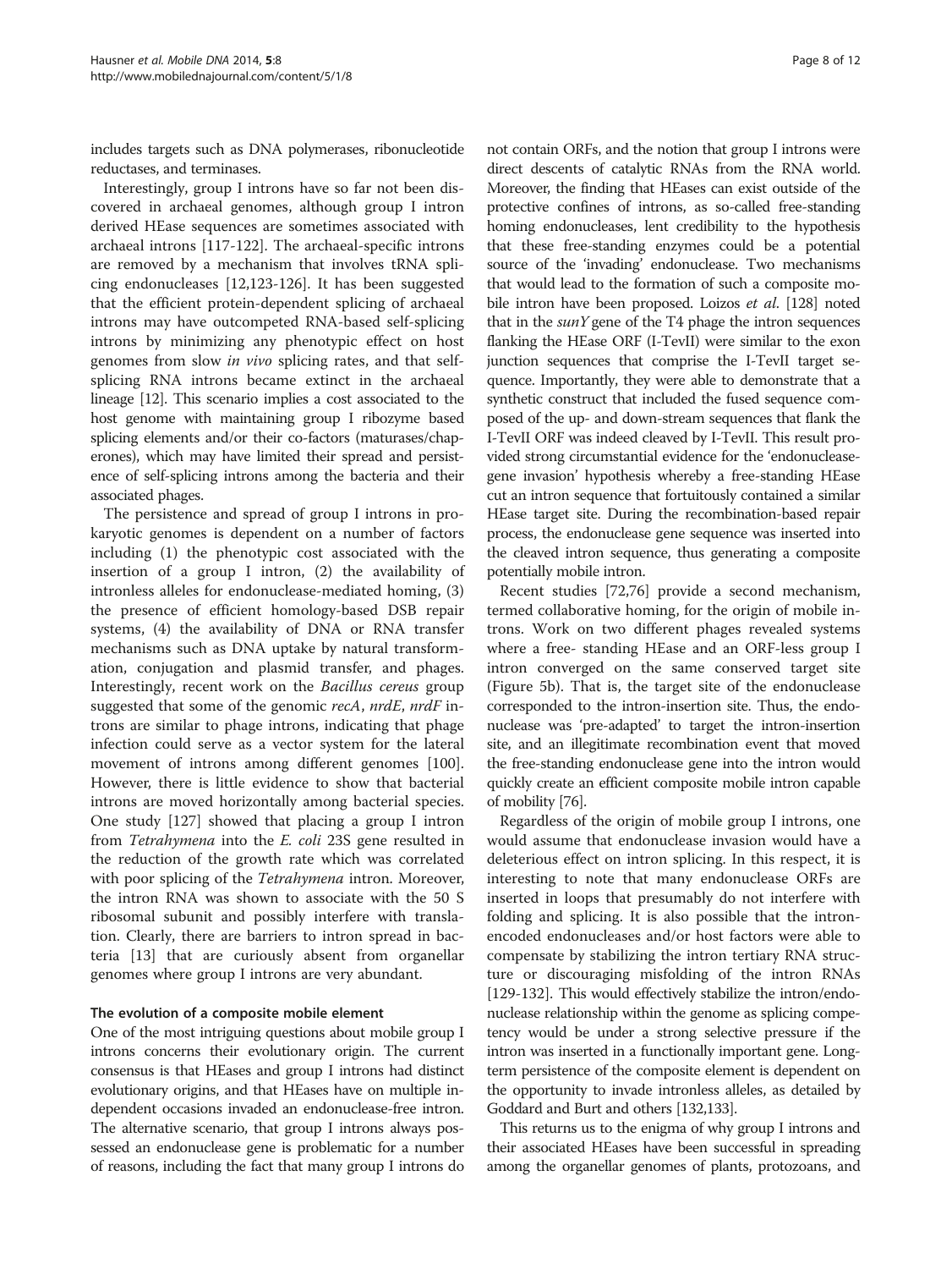includes targets such as DNA polymerases, ribonucleotide reductases, and terminases.

Interestingly, group I introns have so far not been discovered in archaeal genomes, although group I intron derived HEase sequences are sometimes associated with archaeal introns [117-122]. The archaeal-specific introns are removed by a mechanism that involves tRNA splicing endonucleases [12,123-126]. It has been suggested that the efficient protein-dependent splicing of archaeal introns may have outcompeted RNA-based self-splicing introns by minimizing any phenotypic effect on host genomes from slow *in vivo* splicing rates, and that self-splicing RNA introns became extinct in the archaeal lineage [12]. This scenario implies a cost associated to the host genome with maintaining group I ribozyme based splicing elements and/or their co-factors (maturases/chaperones), which may have limited their spread and persistence of self-splicing introns among the bacteria and their associated phages.

The persistence and spread of group I introns in prokaryotic genomes is dependent on a number of factors including (1) the phenotypic cost associated with the insertion of a group I intron, (2) the availability of intronless alleles for endonuclease-mediated homing, (3) the presence of efficient homology-based DSB repair systems, (4) the availability of DNA or RNA transfer mechanisms such as DNA uptake by natural transformation, conjugation and plasmid transfer, and phages. Interestingly, recent work on the *Bacillus cereus* group suggested that some of the genomic *recA*, *nrdE*, *nrdF* introns are similar to phage introns, indicating that phage infection could serve as a vector system for the lateral movement of introns among different genomes [100]. However, there is little evidence to show that bacterial introns are moved horizontally among bacterial species. One study [127] showed that placing a group I intron from *Tetrahymena* into the *E. coli* 23S gene resulted in the reduction of the growth rate which was correlated with poor splicing of the *Tetrahymena* intron. Moreover, the intron RNA was shown to associate with the 50 S ribosomal subunit and possibly interfere with translation. Clearly, there are barriers to intron spread in bacteria [13] that are curiously absent from organellar genomes where group I introns are very abundant.

### The evolution of a composite mobile element

One of the most intriguing questions about mobile group I introns concerns their evolutionary origin. The current consensus is that HEases and group I introns had distinct evolutionary origins, and that HEases have on multiple independent occasions invaded an endonuclease-free intron. The alternative scenario, that group I introns always possessed an endonuclease gene is problematic for a number of reasons, including the fact that many group I introns do not contain ORFs, and the notion that group I introns were direct descents of catalytic RNAs from the RNA world. Moreover, the finding that HEases can exist outside of the protective confines of introns, as so-called free-standing homing endonucleases, lent credibility to the hypothesis that these free-standing enzymes could be a potential source of the 'invading' endonuclease. Two mechanisms that would lead to the formation of such a composite mobile intron have been proposed. Loizos *et al.* [128] noted that in the *sunY* gene of the T4 phage the intron sequences flanking the HEase ORF (I-TevII) were similar to the exon junction sequences that comprise the I-TevII target sequence. Importantly, they were able to demonstrate that a synthetic construct that included the fused sequence composed of the up- and down-stream sequences that flank the I-TevII ORF was indeed cleaved by I-TevII. This result provided strong circumstantial evidence for the 'endonuclease-gene invasion' hypothesis whereby a free-standing HEase cut an intron sequence that fortuitously contained a similar HEase target site. During the recombination-based repair process, the endonuclease gene sequence was inserted into the cleaved intron sequence, thus generating a composite potentially mobile intron.

Recent studies [72,76] provide a second mechanism, termed collaborative homing, for the origin of mobile introns. Work on two different phages revealed systems where a free- standing HEase and an ORF-less group I intron converged on the same conserved target site (Figure 5b). That is, the target site of the endonuclease corresponded to the intron-insertion site. Thus, the endonuclease was 'pre-adapted' to target the intron-insertion site, and an illegitimate recombination event that moved the free-standing endonuclease gene into the intron would quickly create an efficient composite mobile intron capable of mobility [76].

Regardless of the origin of mobile group I introns, one would assume that endonuclease invasion would have a deleterious effect on intron splicing. In this respect, it is interesting to note that many endonuclease ORFs are inserted in loops that presumably do not interfere with folding and splicing. It is also possible that the intron-encoded endonucleases and/or host factors were able to compensate by stabilizing the intron tertiary RNA structure or discouraging misfolding of the intron RNAs [129-132]. This would effectively stabilize the intron/endonuclease relationship within the genome as splicing competency would be under a strong selective pressure if the intron was inserted in a functionally important gene. Long-term persistence of the composite element is dependent on the opportunity to invade intronless alleles, as detailed by Goddard and Burt and others [132,133].

This returns us to the enigma of why group I introns and their associated HEases have been successful in spreading among the organellar genomes of plants, protozoans, and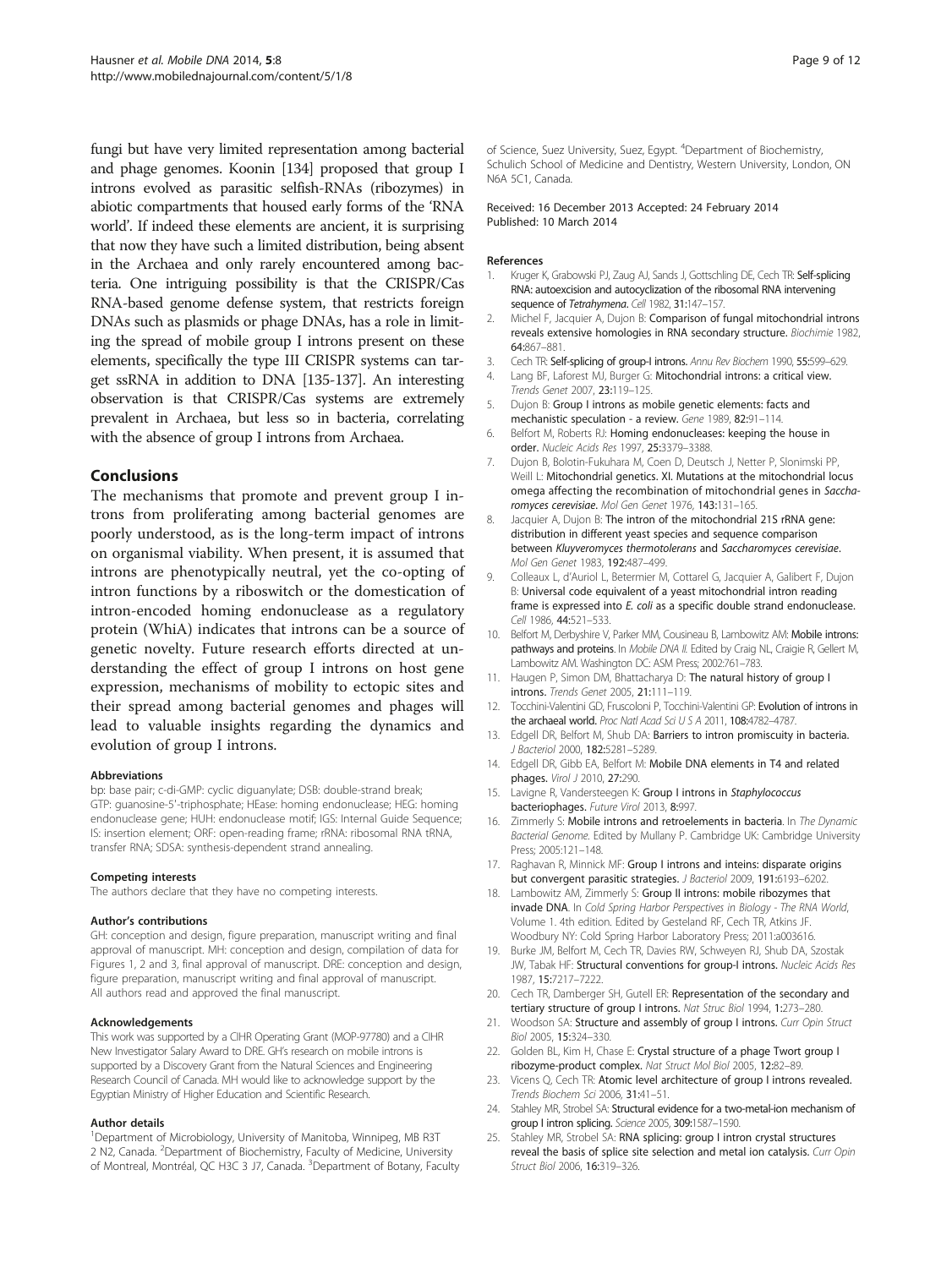fungi but have very limited representation among bacterial and phage genomes. Koonin [134] proposed that group I introns evolved as parasitic selfish-RNAs (ribozymes) in abiotic compartments that housed early forms of the 'RNA world'. If indeed these elements are ancient, it is surprising that now they have such a limited distribution, being absent in the Archaea and only rarely encountered among bacteria. One intriguing possibility is that the CRISPR/Cas RNA-based genome defense system, that restricts foreign DNAs such as plasmids or phage DNAs, has a role in limiting the spread of mobile group I introns present on these elements, specifically the type III CRISPR systems can target ssRNA in addition to DNA [135-137]. An interesting observation is that CRISPR/Cas systems are extremely prevalent in Archaea, but less so in bacteria, correlating with the absence of group I introns from Archaea.

## Conclusions

The mechanisms that promote and prevent group I introns from proliferating among bacterial genomes are poorly understood, as is the long-term impact of introns on organismal viability. When present, it is assumed that introns are phenotypically neutral, yet the co-opting of intron functions by a riboswitch or the domestication of intron-encoded homing endonuclease as a regulatory protein (WhiA) indicates that introns can be a source of genetic novelty. Future research efforts directed at understanding the effect of group I introns on host gene expression, mechanisms of mobility to ectopic sites and their spread among bacterial genomes and phages will lead to valuable insights regarding the dynamics and evolution of group I introns.

#### Abbreviations

bp: base pair; c-di-GMP: cyclic diguanylate; DSB: double-strand break; GTP: guanosine-5'-triphosphate; HEase: homing endonuclease; HEG: homing endonuclease gene; HUH: endonuclease motif; IGS: Internal Guide Sequence; IS: insertion element; ORF: open-reading frame; rRNA: ribosomal RNA tRNA, transfer RNA; SDSA: synthesis-dependent strand annealing.

#### Competing interests

The authors declare that they have no competing interests.

#### Author's contributions

GH: conception and design, figure preparation, manuscript writing and final approval of manuscript. MH: conception and design, compilation of data for Figures 1, 2 and 3, final approval of manuscript. DRE: conception and design, figure preparation, manuscript writing and final approval of manuscript. All authors read and approved the final manuscript.

#### Acknowledgements

This work was supported by a CIHR Operating Grant (MOP-97780) and a CIHR New Investigator Salary Award to DRE. GH's research on mobile introns is supported by a Discovery Grant from the Natural Sciences and Engineering Research Council of Canada. MH would like to acknowledge support by the Egyptian Ministry of Higher Education and Scientific Research.

#### Author details

[1]Department of Microbiology, University of Manitoba, Winnipeg, MB R3T 2 N2, Canada. [2]Department of Biochemistry, Faculty of Medicine, University of Montreal, Montréal, QC H3C 3 J7, Canada. [3]Department of Botany, Faculty of Science, Suez University, Suez, Egypt. [4]Department of Biochemistry, Schulich School of Medicine and Dentistry, Western University, London, ON N6A 5C1, Canada.

Received: 16 December 2013 Accepted: 24 February 2014
Published: 10 March 2014

#### References

1. Kruger K, Grabowski PJ, Zaug AJ, Sands J, Gottschling DE, Cech TR: **Self-splicing RNA: autoexcision and autocyclization of the ribosomal RNA intervening sequence of *Tetrahymena*.** *Cell* 1982, **31:**147–157.
2. Michel F, Jacquier A, Dujon B: **Comparison of fungal mitochondrial introns reveals extensive homologies in RNA secondary structure.** *Biochimie* 1982, **64:**867–881.
3. Cech TR: **Self-splicing of group-I introns.** *Annu Rev Biochem* 1990, **55:**599–629.
4. Lang BF, Laforest MJ, Burger G: **Mitochondrial introns: a critical view.** *Trends Genet* 2007, **23:**119–125.
5. Dujon B: **Group I introns as mobile genetic elements: facts and mechanistic speculation - a review.** *Gene* 1989, **82:**91–114.
6. Belfort M, Roberts RJ: **Homing endonucleases: keeping the house in order.** *Nucleic Acids Res* 1997, **25:**3379–3388.
7. Dujon B, Bolotin-Fukuhara M, Coen D, Deutsch J, Netter P, Slonimski PP, Weill L: **Mitochondrial genetics. XI. Mutations at the mitochondrial locus omega affecting the recombination of mitochondrial genes in *Saccharomyces cerevisiae*.** *Mol Gen Genet* 1976, **143:**131–165.
8. Jacquier A, Dujon B: **The intron of the mitochondrial 21S rRNA gene: distribution in different yeast species and sequence comparison between *Kluyveromyces thermotolerans* and *Saccharomyces cerevisiae*.** *Mol Gen Genet* 1983, **192:**487–499.
9. Colleaux L, d'Auriol L, Betermier M, Cottarel G, Jacquier A, Galibert F, Dujon B: **Universal code equivalent of a yeast mitochondrial intron reading frame is expressed into *E. coli* as a specific double strand endonuclease.** *Cell* 1986, **44:**521–533.
10. Belfort M, Derbyshire V, Parker MM, Cousineau B, Lambowitz AM: **Mobile introns: pathways and proteins.** In *Mobile DNA II*. Edited by Craig NL, Craigie R, Gellert M, Lambowitz AM. Washington DC: ASM Press; 2002:761–783.
11. Haugen P, Simon DM, Bhattacharya D: **The natural history of group I introns.** *Trends Genet* 2005, **21:**111–119.
12. Tocchini-Valentini GD, Fruscoloni P, Tocchini-Valentini GP: **Evolution of introns in the archaeal world.** *Proc Natl Acad Sci U S A* 2011, **108:**4782–4787.
13. Edgell DR, Belfort M, Shub DA: **Barriers to intron promiscuity in bacteria.** *J Bacteriol* 2000, **182:**5281–5289.
14. Edgell DR, Gibb EA, Belfort M: **Mobile DNA elements in T4 and related phages.** *Virol J* 2010, **27:**290.
15. Lavigne R, Vandersteegen K: **Group I introns in *Staphylococcus* bacteriophages.** *Future Virol* 2013, **8:**997.
16. Zimmerly S: **Mobile introns and retroelements in bacteria.** In *The Dynamic Bacterial Genome*. Edited by Mullany P. Cambridge UK: Cambridge University Press; 2005:121–148.
17. Raghavan R, Minnick MF: **Group I introns and inteins: disparate origins but convergent parasitic strategies.** *J Bacteriol* 2009, **191:**6193–6202.
18. Lambowitz AM, Zimmerly S: **Group II introns: mobile ribozymes that invade DNA.** In *Cold Spring Harbor Perspectives in Biology - The RNA World*, Volume 1. 4th edition. Edited by Gesteland RF, Cech TR, Atkins JF. Woodbury NY: Cold Spring Harbor Laboratory Press; 2011:a003616.
19. Burke JM, Belfort M, Cech TR, Davies RW, Schweyen RJ, Shub DA, Szostak JW, Tabak HF: **Structural conventions for group-I introns.** *Nucleic Acids Res* 1987, **15:**7217–7222.
20. Cech TR, Damberger SH, Gutell ER: **Representation of the secondary and tertiary structure of group I introns.** *Nat Struc Biol* 1994, **1:**273–280.
21. Woodson SA: **Structure and assembly of group I introns.** *Curr Opin Struct Biol* 2005, **15:**324–330.
22. Golden BL, Kim H, Chase E: **Crystal structure of a phage Twort group I ribozyme-product complex.** *Nat Struct Mol Biol* 2005, **12:**82–89.
23. Vicens Q, Cech TR: **Atomic level architecture of group I introns revealed.** *Trends Biochem Sci* 2006, **31:**41–51.
24. Stahley MR, Strobel SA: **Structural evidence for a two-metal-ion mechanism of group I intron splicing.** *Science* 2005, **309:**1587–1590.
25. Stahley MR, Strobel SA: **RNA splicing: group I intron crystal structures reveal the basis of splice site selection and metal ion catalysis.** *Curr Opin Struct Biol* 2006, **16:**319–326.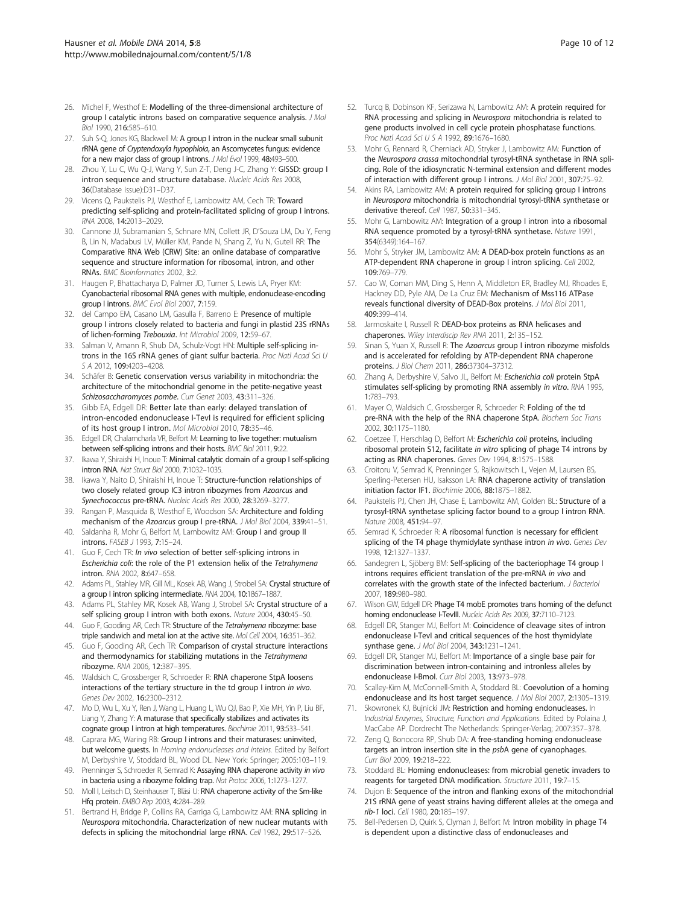26. Michel F, Westhof E: Modelling of the three-dimensional architecture of group I catalytic introns based on comparative sequence analysis. *J Mol Biol* 1990, 216:585–610.
27. Suh S-Q, Jones KG, Blackwell M: A group I intron in the nuclear small subunit rRNA gene of *Cryptendoxyla hypophloia*, an Ascomycetes fungus: evidence for a new major class of group I introns. *J Mol Evol* 1999, 48:493–500.
28. Zhou Y, Lu C, Wu Q-J, Wang Y, Sun Z-T, Deng J-C, Zhang Y: GISSD: group I intron sequence and structure database. *Nucleic Acids Res* 2008, 36(Database issue):D31–D37.
29. Vicens Q, Paukstelis PJ, Westhof E, Lambowitz AM, Cech TR: Toward predicting self-splicing and protein-facilitated splicing of group I introns. *RNA* 2008, 14:2013–2029.
30. Cannone JJ, Subramanian S, Schnare MN, Collett JR, D'Souza LM, Du Y, Feng B, Lin N, Madabusi LV, Müller KM, Pande N, Shang Z, Yu N, Gutell RR: The Comparative RNA Web (CRW) Site: an online database of comparative sequence and structure information for ribosomal, intron, and other RNAs. *BMC Bioinformatics* 2002, 3:2.
31. Haugen P, Bhattacharya D, Palmer JD, Turner S, Lewis LA, Pryer KM: Cyanobacterial ribosomal RNA genes with multiple, endonuclease-encoding group I introns. *BMC Evol Biol* 2007, 7:159.
32. del Campo EM, Casano LM, Gasulla F, Barreno E: Presence of multiple group I introns closely related to bacteria and fungi in plastid 23S rRNAs of lichen-forming *Trebouxia*. *Int Microbiol* 2009, 12:59–67.
33. Salman V, Amann R, Shub DA, Schulz-Vogt HN: Multiple self-splicing introns in the 16S rRNA genes of giant sulfur bacteria. *Proc Natl Acad Sci U S A* 2012, 109:4203–4208.
34. Schäfer B: Genetic conservation versus variability in mitochondria: the architecture of the mitochondrial genome in the petite-negative yeast *Schizosaccharomyces pombe*. *Curr Genet* 2003, 43:311–326.
35. Gibb EA, Edgell DR: Better late than early: delayed translation of intron-encoded endonuclease I-TevI is required for efficient splicing of its host group I intron. *Mol Microbiol* 2010, 78:35–46.
36. Edgell DR, Chalamcharla VR, Belfort M: Learning to live together: mutualism between self-splicing introns and their hosts. *BMC Biol* 2011, 9:22.
37. Ikawa Y, Shiraishi H, Inoue T: Minimal catalytic domain of a group I self-splicing intron RNA. *Nat Struct Biol* 2000, 7:1032–1035.
38. Ikawa Y, Naito D, Shiraishi H, Inoue T: Structure-function relationships of two closely related group IC3 intron ribozymes from *Azoarcus* and *Synechococcus* pre-tRNA. *Nucleic Acids Res* 2000, 28:3269–3277.
39. Rangan P, Masquida B, Westhof E, Woodson SA: Architecture and folding mechanism of the *Azoarcus* group I pre-tRNA. *J Mol Biol* 2004, 339:41–51.
40. Saldanha R, Mohr G, Belfort M, Lambowitz AM: Group I and group II introns. *FASEB J* 1993, 7:15–24.
41. Guo F, Cech TR: *In vivo* selection of better self-splicing introns in *Escherichia coli*: the role of the P1 extension helix of the *Tetrahymena* intron. *RNA* 2002, 8:647–658.
42. Adams PL, Stahley MR, Gill ML, Kosek AB, Wang J, Strobel SA: Crystal structure of a group I intron splicing intermediate. *RNA* 2004, 10:1867–1887.
43. Adams PL, Stahley MR, Kosek AB, Wang J, Strobel SA: Crystal structure of a self splicing group I intron with both exons. *Nature* 2004, 430:45–50.
44. Guo F, Gooding AR, Cech TR: Structure of the *Tetrahymena* ribozyme: base triple sandwich and metal ion at the active site. *Mol Cell* 2004, 16:351–362.
45. Guo F, Gooding AR, Cech TR: Comparison of crystal structure interactions and thermodynamics for stabilizing mutations in the *Tetrahymena* ribozyme. *RNA* 2006, 12:387–395.
46. Waldsich C, Grossberger R, Schroeder R: RNA chaperone StpA loosens interactions of the tertiary structure in the td group I intron *in vivo*. *Genes Dev* 2002, 16:2300–2312.
47. Mo D, Wu L, Xu Y, Ren J, Wang L, Ren J, Wang L, Wu QJ, Bao P, Xie MH, Yin P, Liu BF, Liang Y, Zhang Y: A maturase that specifically stabilizes and activates its cognate group I intron at high temperatures. *Biochimie* 2011, 93:533–541.
48. Caprara MG, Waring RB: Group I introns and their maturases: uninvited, but welcome guests. In *Homing endonucleases and inteins*. Edited by Belfort M, Derbyshire V, Stoddard BL, Wood DL. New York: Springer; 2005:103–119.
49. Prenninger S, Schroeder R, Semrad K: Assaying RNA chaperone activity *in vivo* in bacteria using a ribozyme folding trap. *Nat Protoc* 2006, 1:1273–1277.
50. Moll I, Leitsch D, Steinhauser T, Bläsi U: RNA chaperone activity of the Sm-like Hfq protein. *EMBO Rep* 2003, 4:284–289.
51. Bertrand H, Bridge P, Collins RA, Garriga G, Lambowitz AM: RNA splicing in *Neurospora* mitochondria. Characterization of new nuclear mutants with defects in splicing the mitochondrial large rRNA. *Cell* 1982, 29:517–526.
52. Turcq B, Dobinson KF, Serizawa N, Lambowitz AM: A protein required for RNA processing and splicing in *Neurospora* mitochondria is related to gene products involved in cell cycle protein phosphatase functions. *Proc Natl Acad Sci U S A* 1992, 89:1676–1680.
53. Mohr G, Rennard R, Cherniack AD, Stryker J, Lambowitz AM: Function of the *Neurospora crassa* mitochondrial tyrosyl-tRNA synthetase in RNA splicing. Role of the idiosyncratic N-terminal extension and different modes of interaction with different group I introns. *J Mol Biol* 2001, 307:75–92.
54. Akins RA, Lambowitz AM: A protein required for splicing group I introns in *Neurospora* mitochondria is mitochondrial tyrosyl-tRNA synthetase or derivative thereof. *Cell* 1987, 50:331–345.
55. Mohr G, Lambowitz AM: Integration of a group I intron into a ribosomal RNA sequence promoted by a tyrosyl-tRNA synthetase. *Nature* 1991, 354(6349):164–167.
56. Mohr S, Stryker JM, Lambowitz AM: A DEAD-box protein functions as an ATP-dependent RNA chaperone in group I intron splicing. *Cell* 2002, 109:769–779.
57. Cao W, Coman MM, Ding S, Henn A, Middleton ER, Bradley MJ, Rhoades E, Hackney DD, Pyle AM, De La Cruz EM: Mechanism of Mss116 ATPase reveals functional diversity of DEAD-Box proteins. *J Mol Biol* 2011, 409:399–414.
58. Jarmoskaite I, Russell R: DEAD-box proteins as RNA helicases and chaperones. *Wiley Interdiscip Rev RNA* 2011, 2:135–152.
59. Sinan S, Yuan X, Russell R: The *Azoarcus* group I intron ribozyme misfolds and is accelerated for refolding by ATP-dependent RNA chaperone proteins. *J Biol Chem* 2011, 286:37304–37312.
60. Zhang A, Derbyshire V, Salvo JL, Belfort M: *Escherichia coli* protein StpA stimulates self-splicing by promoting RNA assembly *in vitro*. *RNA* 1995, 1:783–793.
61. Mayer O, Waldsich C, Grossberger R, Schroeder R: Folding of the td pre-RNA with the help of the RNA chaperone StpA. *Biochem Soc Trans* 2002, 30:1175–1180.
62. Coetzee T, Herschlag D, Belfort M: *Escherichia coli* proteins, including ribosomal protein S12, facilitate *in vitro* splicing of phage T4 introns by acting as RNA chaperones. *Genes Dev* 1994, 8:1575–1588.
63. Croitoru V, Semrad K, Prenninger S, Rajkowitsch L, Vejen M, Laursen BS, Sperling-Petersen HU, Isaksson LA: RNA chaperone activity of translation initiation factor IF1. *Biochimie* 2006, 88:1875–1882.
64. Paukstelis PJ, Chen JH, Chase E, Lambowitz AM, Golden BL: Structure of a tyrosyl-tRNA synthetase splicing factor bound to a group I intron RNA. *Nature* 2008, 451:94–97.
65. Semrad K, Schroeder R: A ribosomal function is necessary for efficient splicing of the T4 phage thymidylate synthase intron *in vivo*. *Genes Dev* 1998, 12:1327–1337.
66. Sandegren L, Sjöberg BM: Self-splicing of the bacteriophage T4 group I introns requires efficient translation of the pre-mRNA *in vivo* and correlates with the growth state of the infected bacterium. *J Bacteriol* 2007, 189:980–980.
67. Wilson GW, Edgell DR: Phage T4 mobE promotes trans homing of the defunct homing endonuclease I-TevIII. *Nucleic Acids Res* 2009, 37:7110–7123.
68. Edgell DR, Stanger MJ, Belfort M: Coincidence of cleavage sites of intron endonuclease I-TevI and critical sequences of the host thymidylate synthase gene. *J Mol Biol* 2004, 343:1231–1241.
69. Edgell DR, Stanger MJ, Belfort M: Importance of a single base pair for discrimination between intron-containing and intronless alleles by endonuclease I-BmoI. *Curr Biol* 2003, 13:973–978.
70. Scalley-Kim M, McConnell-Smith A, Stoddard BL: Coevolution of a homing endonuclease and its host target sequence. *J Mol Biol* 2007, 2:1305–1319.
71. Skowronek KJ, Bujnicki JM: Restriction and homing endonucleases. In *Industrial Enzymes, Structure, Function and Applications*. Edited by Polaina J, MacCabe AP. Dordrecht The Netherlands: Springer-Verlag; 2007:357–378.
72. Zeng Q, Bonocora RP, Shub DA: A free-standing homing endonuclease targets an intron insertion site in the *psbA* gene of cyanophages. *Curr Biol* 2009, 19:218–222.
73. Stoddard BL: Homing endonucleases: from microbial genetic invaders to reagents for targeted DNA modification. *Structure* 2011, 19:7–15.
74. Dujon B: Sequence of the intron and flanking exons of the mitochondrial 21S rRNA gene of yeast strains having different alleles at the omega and *rib-1* loci. *Cell* 1980, 20:185–197.
75. Bell-Pedersen D, Quirk S, Clyman J, Belfort M: Intron mobility in phage T4 is dependent upon a distinctive class of endonucleases and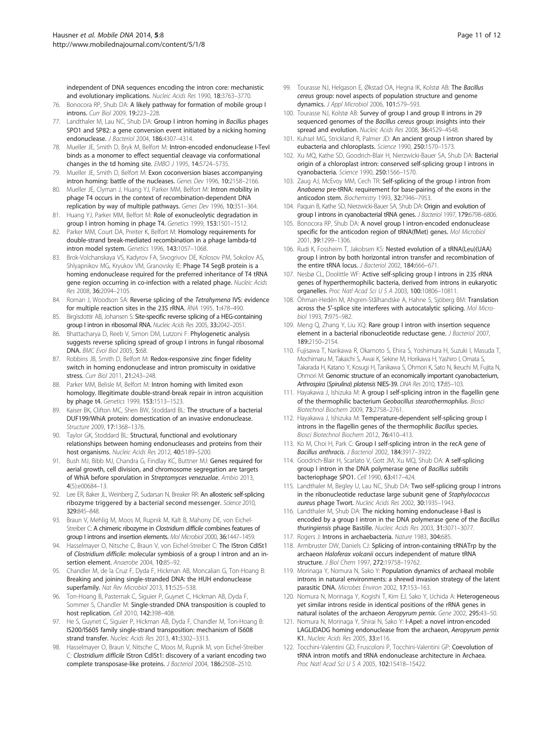independent of DNA sequences encoding the intron core: mechanistic and evolutionary implications. *Nucleic Acids Res* 1990, **18**:3763–3770.

76. Bonocora RP, Shub DA: **A likely pathway for formation of mobile group I introns.** *Curr Biol* 2009, **19**:223–228.
77. Landthaler M, Lau NC, Shub DA: **Group I intron homing in *Bacillus* phages SPO1 and SP82: a gene conversion event initiated by a nicking homing endonuclease.** *J Bacteriol* 2004, **186**:4307–4314.
78. Mueller JE, Smith D, Bryk M, Belfort M: **Intron-encoded endonuclease I-TevI binds as a monomer to effect sequential cleavage via conformational changes in the td homing site.** *EMBO J* 1995, **14**:5724–5735.
79. Mueller JE, Smith D, Belfort M: **Exon coconversion biases accompanying intron homing: battle of the nucleases.** *Genes Dev* 1996, **10**:2158–2166.
80. Mueller JE, Clyman J, Huang YJ, Parker MM, Belfort M: **Intron mobility in phage T4 occurs in the context of recombination-dependent DNA replication by way of multiple pathways.** *Genes Dev* 1996, **10**:351–364.
81. Huang YJ, Parker MM, Belfort M: **Role of exonucleolytic degradation in group I intron homing in phage T4.** *Genetics* 1999, **153**:1501–1512.
82. Parker MM, Court DA, Preiter K, Belfort M: **Homology requirements for double-strand break-mediated recombination in a phage lambda-td intron model system.** *Genetics* 1996, **143**:1057–1068.
83. Brok-Volchanskaya VS, Kadyrov FA, Sivogrivov DE, Kolosov PM, Sokolov AS, Shlyapnikov MG, Kryukov VM, Granovsky IE: **Phage T4 SegB protein is a homing endonuclease required for the preferred inheritance of T4 tRNA gene region occurring in co-infection with a related phage.** *Nucleic Acids Res* 2008, **36**:2094–2105.
84. Roman J, Woodson SA: **Reverse splicing of the *Tetrahymena* IVS: evidence for multiple reaction sites in the 23S rRNA.** *RNA* 1995, **1**:478–490.
85. Birgisdottir AB, Johansen S: **Site-specific reverse splicing of a HEG-containing group I intron in ribosomal RNA.** *Nucleic Acids Res* 2005, **33**:2042–2051.
86. Bhattacharya D, Reeb V, Simon DM, Lutzoni F: **Phylogenetic analysis suggests reverse splicing spread of group I introns in fungal ribosomal DNA.** *BMC Evol Biol* 2005, **5**:68.
87. Robbins JB, Smith D, Belfort M: **Redox-responsive zinc finger fidelity switch in homing endonuclease and intron promiscuity in oxidative stress.** *Curr Biol* 2011, **21**:243–248.
88. Parker MM, Belisle M, Belfort M: **Intron homing with limited exon homology. Illegitimate double-strand-break repair in intron acquisition by phage t4.** *Genetics* 1999, **153**:1513–1523.
89. Kaiser BK, Clifton MC, Shen BW, Stoddard BL: **The structure of a bacterial DUF199/WhiA protein: domestication of an invasive endonuclease.** *Structure* 2009, **17**:1368–1376.
90. Taylor GK, Stoddard BL: **Structural, functional and evolutionary relationships between homing endonucleases and proteins from their host organisms.** *Nucleic Acids Res* 2012, **40**:5189–5200.
91. Bush MJ, Bibb MJ, Chandra G, Findlay KC, Buttner MJ: **Genes required for aerial growth, cell division, and chromosome segregation are targets of WhiA before sporulation in *Streptomyces venezuelae*.** *Ambio* 2013, **4**(5):e00684–13.
92. Lee ER, Baker JL, Weinberg Z, Sudarsan N, Breaker RR: **An allosteric self-splicing ribozyme triggered by a bacterial second messenger.** *Science* 2010, **329**:845–848.
93. Braun V, Mehlig M, Moos M, Rupnik M, Kalt B, Mahony DE, von Eichel-Streiber C: **A chimeric ribozyme in *Clostridium difficile* combines features of group I introns and insertion elements.** *Mol Microbiol* 2000, **36**:1447–1459.
94. Hasselmayer O, Nitsche C, Braun V, von Eichel-Streiber C: **The IStron CdISt1 of *Clostridium difficile*: molecular symbiosis of a group I intron and an insertion element.** *Anaerobe* 2004, **10**:85–92.
95. Chandler M, de la Cruz F, Dyda F, Hickman AB, Moncalian G, Ton-Hoang B: **Breaking and joining single-stranded DNA: the HUH endonuclease superfamily.** *Nat Rev Microbiol* 2013, **11**:525–538.
96. Ton-Hoang B, Pasternak C, Siguier P, Guynet C, Hickman AB, Dyda F, Sommer S, Chandler M: **Single-stranded DNA transposition is coupled to host replication.** *Cell* 2010, **142**:398–408.
97. He S, Guynet C, Siguier P, Hickman AB, Dyda F, Chandler M, Ton-Hoang B: **IS200/IS605 family single-strand transposition: mechanism of IS608 strand transfer.** *Nucleic Acids Res* 2013, **41**:3302–3313.
98. Hasselmayer O, Braun V, Nitsche C, Moos M, Rupnik M, von Eichel-Streiber C: ***Clostridium difficile* IStron CdISt1: discovery of a variant encoding two complete transposase-like proteins.** *J Bacteriol* 2004, **186**:2508–2510.
99. Tourasse NJ, Helgason E, Økstad OA, Hegna IK, Kolstø AB: **The *Bacillus cereus* group: novel aspects of population structure and genome dynamics.** *J Appl Microbiol* 2006, **101**:579–593.
100. Tourasse NJ, Kolstø AB: **Survey of group I and group II introns in 29 sequenced genomes of the *Bacillus cereus* group: insights into their spread and evolution.** *Nucleic Acids Res* 2008, **36**:4529–4548.
101. Kuhsel MG, Strickland R, Palmer JD: **An ancient group I intron shared by eubacteria and chloroplasts.** *Science* 1990, **250**:1570–1573.
102. Xu MQ, Kathe SD, Goodrich-Blair H, Nierzwicki-Bauer SA, Shub DA: **Bacterial origin of a chloroplast intron: conserved self-splicing group I introns in cyanobacteria.** *Science* 1990, **250**:1566–1570.
103. Zaug AJ, McEvoy MM, Cech TR: **Self-splicing of the group I intron from *Anabaena* pre-tRNA: requirement for base-pairing of the exons in the anticodon stem.** *Biochemistry* 1993, **32**:7946–7953.
104. Paquin B, Kathe SD, Nierzwicki-Bauer SA, Shub DA: **Origin and evolution of group I introns in cyanobacterial tRNA genes.** *J Bacteriol* 1997, **179**:6798–6806.
105. Bonocora RP, Shub DA: **A novel group I intron-encoded endonuclease specific for the anticodon region of tRNA(fMet) genes.** *Mol Microbiol* 2001, **39**:1299–1306.
106. Rudi K, Fossheim T, Jakobsen KS: **Nested evolution of a tRNA(Leu)(UAA) group I intron by both horizontal intron transfer and recombination of the entire tRNA locus.** *J Bacteriol* 2002, **184**:666–671.
107. Nesbø CL, Doolittle WF: **Active self-splicing group I introns in 23S rRNA genes of hyperthermophilic bacteria, derived from introns in eukaryotic organelles.** *Proc Natl Acad Sci U S A* 2003, **100**:10806–10811.
108. Öhman-Hedén M, Ahgren-Stålhandske A, Hahne S, Sjöberg BM: **Translation across the 5′-splice site interferes with autocatalytic splicing.** *Mol Microbiol* 1993, **7**:975–982.
109. Meng Q, Zhang Y, Liu XQ: **Rare group I intron with insertion sequence element in a bacterial ribonucleotide reductase gene.** *J Bacteriol* 2007, **189**:2150–2154.
110. Fujisawa T, Narikawa R, Okamoto S, Ehira S, Yoshimura H, Suzuki I, Masuda T, Mochimaru M, Takaichi S, Awai K, Sekine M, Horikawa H, Yashiro I, Omata S, Takarada H, Katano Y, Kosugi H, Tanikawa S, Ohmori K, Sato N, Ikeuchi M, Fujita N, Ohmori M: **Genomic structure of an economically important cyanobacterium, *Arthrospira* (*Spirulina*) *platensis* NIES-39.** *DNA Res* 2010, **17**:85–103.
111. Hayakawa J, Ishizuka M: **A group I self-splicing intron in the flagellin gene of the thermophilic bacterium *Geobacillus stearothermophilus*.** *Biosci Biotechnol Biochem* 2009, **73**:2758–2761.
112. Hayakawa J, Ishizuka M: **Temperature-dependent self-splicing group I introns in the flagellin genes of the thermophilic *Bacillus* species.** *Biosci Biotechnol Biochem* 2012, **76**:410–413.
113. Ko M, Choi H, Park C: **Group I self-splicing intron in the recA gene of *Bacillus anthracis*.** *J Bacteriol* 2002, **184**:3917–3922.
114. Goodrich-Blair H, Scarlato V, Gott JM, Xu MQ, Shub DA: **A self-splicing group I intron in the DNA polymerase gene of *Bacillus subtilis* bacteriophage SPO1.** *Cell* 1990, **63**:417–424.
115. Landthaler M, Begley U, Lau NC, Shub DA: **Two self-splicing group I introns in the ribonucleotide reductase large subunit gene of *Staphylococcus aureus* phage Twort.** *Nucleic Acids Res* 2002, **30**:1935–1943.
116. Landthaler M, Shub DA: **The nicking homing endonuclease I-BasI is encoded by a group I intron in the DNA polymerase gene of the *Bacillus thuringiensis* phage Bastille.** *Nucleic Acids Res* 2003, **31**:3071–3077.
117. Rogers J: **Introns in archaebacteria.** *Nature* 1983, **304**:685.
118. Armbruster DW, Daniels CJ: **Splicing of intron-containing tRNATrp by the archaeon *Haloferax volcanii* occurs independent of mature tRNA structure.** *J Biol Chem* 1997, **272**:19758–19762.
119. Morinaga Y, Nomura N, Sako Y: **Population dynamics of archaeal mobile introns in natural environments: a shrewd invasion strategy of the latent parasitic DNA.** *Microbes Environ* 2002, **17**:153–163.
120. Nomura N, Morinaga Y, Kogishi T, Kim EJ, Sako Y, Uchida A: **Heterogeneous yet similar introns reside in identical positions of the rRNA genes in natural isolates of the archaeon *Aeropyrum pernix*.** *Gene* 2002, **295**:43–50.
121. Nomura N, Morinaga Y, Shirai N, Sako Y: **I-ApeI: a novel intron-encoded LAGLIDADG homing endonuclease from the archaeon, *Aeropyrum pernix* K1.** *Nucleic Acids Res* 2005, **33**:e116.
122. Tocchini-Valentini GD, Fruscoloni P, Tocchini-Valentini GP: **Coevolution of tRNA intron motifs and tRNA endonuclease architecture in Archaea.** *Proc Natl Acad Sci U S A* 2005, **102**:15418–15422.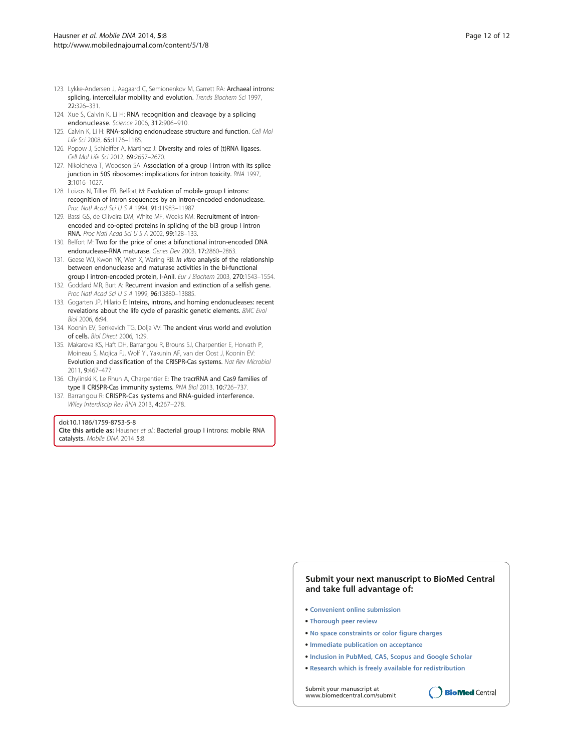123. Lykke-Andersen J, Aagaard C, Semionenkov M, Garrett RA: **Archaeal introns: splicing, intercellular mobility and evolution.** *Trends Biochem Sci* 1997, **22**:326–331.
124. Xue S, Calvin K, Li H: **RNA recognition and cleavage by a splicing endonuclease.** *Science* 2006, **312**:906–910.
125. Calvin K, Li H: **RNA-splicing endonuclease structure and function.** *Cell Mol Life Sci* 2008, **65**:1176–1185.
126. Popow J, Schleiffer A, Martinez J: **Diversity and roles of (t)RNA ligases.** *Cell Mol Life Sci* 2012, **69**:2657–2670.
127. Nikolcheva T, Woodson SA: **Association of a group I intron with its splice junction in 50S ribosomes: implications for intron toxicity.** *RNA* 1997, **3**:1016–1027.
128. Loizos N, Tillier ER, Belfort M: **Evolution of mobile group I introns: recognition of intron sequences by an intron-encoded endonuclease.** *Proc Natl Acad Sci U S A* 1994, **91**:11983–11987.
129. Bassi GS, de Oliveira DM, White MF, Weeks KM: **Recruitment of intron-encoded and co-opted proteins in splicing of the bI3 group I intron RNA.** *Proc Natl Acad Sci U S A* 2002, **99**:128–133.
130. Belfort M: **Two for the price of one: a bifunctional intron-encoded DNA endonuclease-RNA maturase.** *Genes Dev* 2003, **17**:2860–2863.
131. Geese WJ, Kwon YK, Wen X, Waring RB: ***In vitro* analysis of the relationship between endonuclease and maturase activities in the bi-functional group I intron-encoded protein, I-AniI.** *Eur J Biochem* 2003, **270**:1543–1554.
132. Goddard MR, Burt A: **Recurrent invasion and extinction of a selfish gene.** *Proc Natl Acad Sci U S A* 1999, **96**:13880–13885.
133. Gogarten JP, Hilario E: **Inteins, introns, and homing endonucleases: recent revelations about the life cycle of parasitic genetic elements.** *BMC Evol Biol* 2006, **6**:94.
134. Koonin EV, Senkevich TG, Dolja VV: **The ancient virus world and evolution of cells.** *Biol Direct* 2006, **1**:29.
135. Makarova KS, Haft DH, Barrangou R, Brouns SJ, Charpentier E, Horvath P, Moineau S, Mojica FJ, Wolf YI, Yakunin AF, van der Oost J, Koonin EV: **Evolution and classification of the CRISPR-Cas systems.** *Nat Rev Microbiol* 2011, **9**:467–477.
136. Chylinski K, Le Rhun A, Charpentier E: **The tracrRNA and Cas9 families of type II CRISPR-Cas immunity systems.** *RNA Biol* 2013, **10**:726–737.
137. Barrangou R: **CRISPR-Cas systems and RNA-guided interference.** *Wiley Interdiscip Rev RNA* 2013, **4**:267–278.

doi:10.1186/1759-8753-5-8
**Cite this article as:** Hausner *et al.*: Bacterial group I introns: mobile RNA catalysts. *Mobile DNA* 2014 **5**:8.

**Submit your next manuscript to BioMed Central and take full advantage of:**

- **Convenient online submission**
- **Thorough peer review**
- **No space constraints or color figure charges**
- **Immediate publication on acceptance**
- **Inclusion in PubMed, CAS, Scopus and Google Scholar**
- **Research which is freely available for redistribution**

Submit your manuscript at
www.biomedcentral.com/submit

BioMed Central